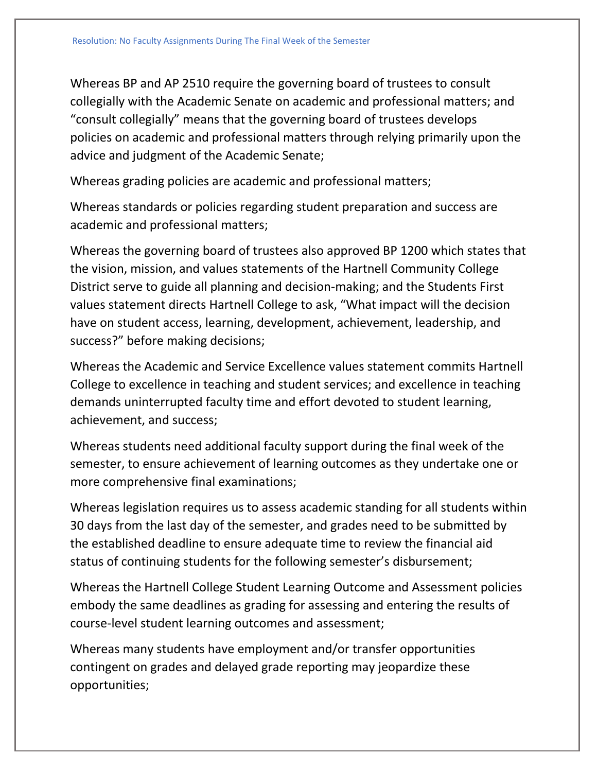Whereas BP and AP 2510 require the governing board of trustees to consult collegially with the Academic Senate on academic and professional matters; and "consult collegially" means that the governing board of trustees develops policies on academic and professional matters through relying primarily upon the advice and judgment of the Academic Senate;

Whereas grading policies are academic and professional matters;

Whereas standards or policies regarding student preparation and success are academic and professional matters;

Whereas the governing board of trustees also approved BP 1200 which states that the vision, mission, and values statements of the Hartnell Community College District serve to guide all planning and decision-making; and the Students First values statement directs Hartnell College to ask, "What impact will the decision have on student access, learning, development, achievement, leadership, and success?" before making decisions;

Whereas the Academic and Service Excellence values statement commits Hartnell College to excellence in teaching and student services; and excellence in teaching demands uninterrupted faculty time and effort devoted to student learning, achievement, and success;

Whereas students need additional faculty support during the final week of the semester, to ensure achievement of learning outcomes as they undertake one or more comprehensive final examinations;

Whereas legislation requires us to assess academic standing for all students within 30 days from the last day of the semester, and grades need to be submitted by the established deadline to ensure adequate time to review the financial aid status of continuing students for the following semester's disbursement;

Whereas the Hartnell College Student Learning Outcome and Assessment policies embody the same deadlines as grading for assessing and entering the results of course-level student learning outcomes and assessment;

Whereas many students have employment and/or transfer opportunities contingent on grades and delayed grade reporting may jeopardize these opportunities;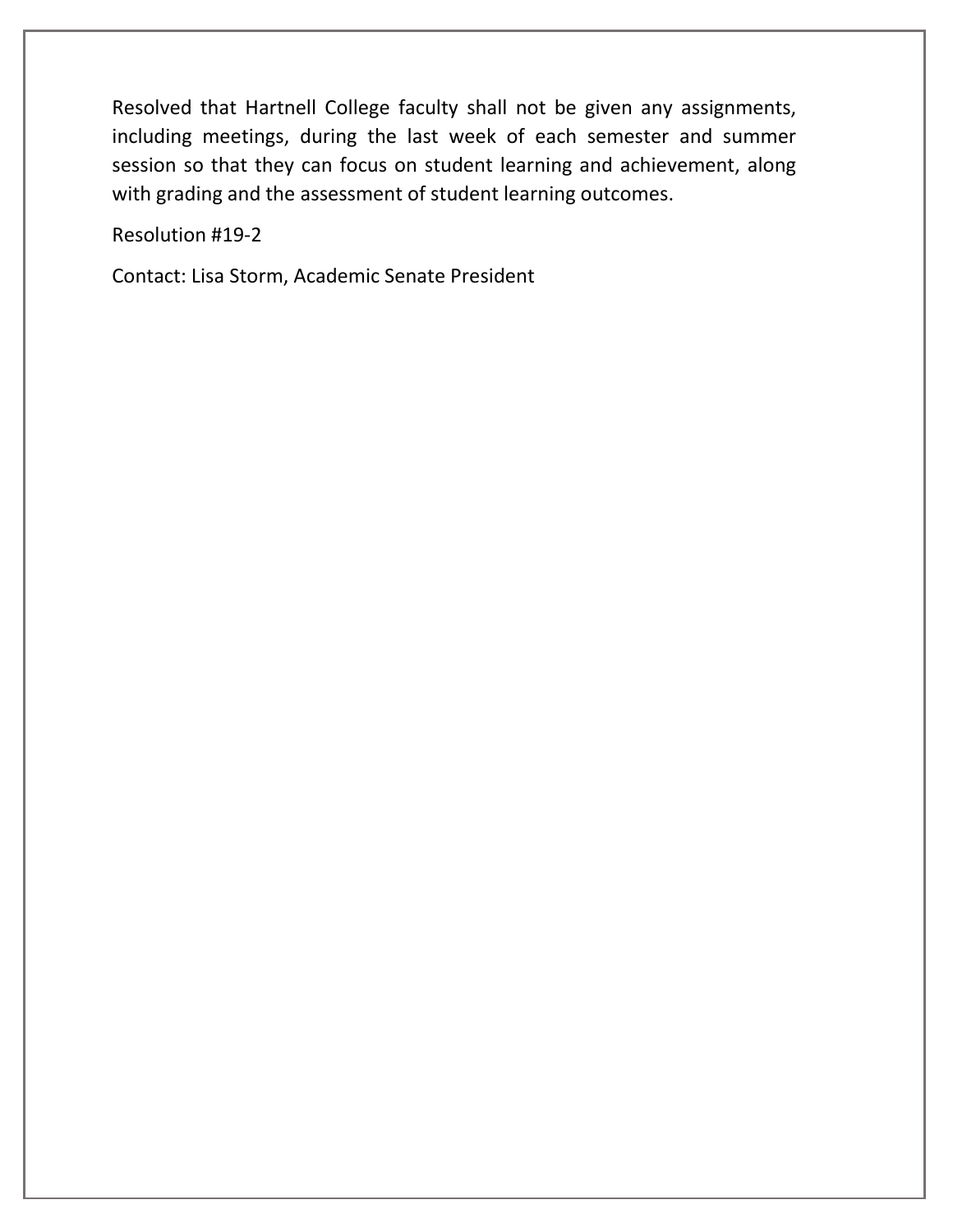Resolved that Hartnell College faculty shall not be given any assignments, including meetings, during the last week of each semester and summer session so that they can focus on student learning and achievement, along with grading and the assessment of student learning outcomes.

Resolution #19-2

Contact: Lisa Storm, Academic Senate President